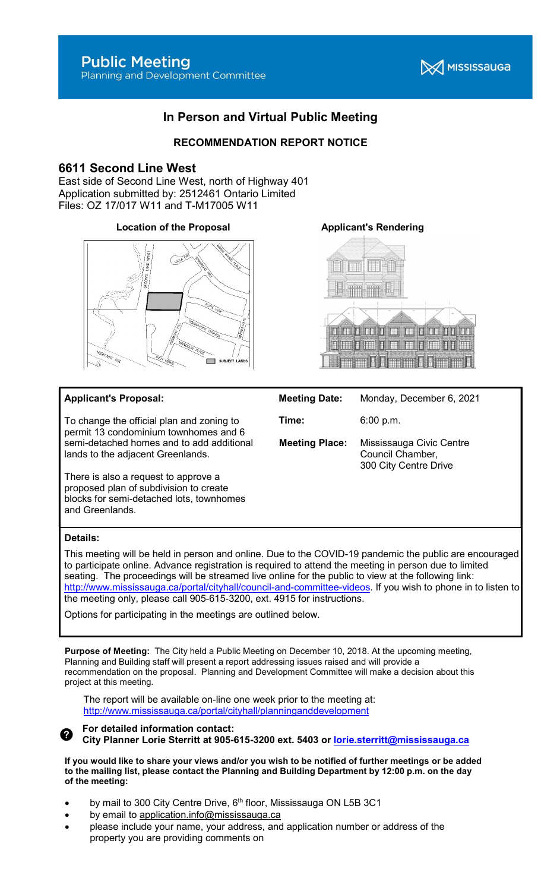# Public Meeting

Planning and Development Committee

MISSISSAUGA

## In Person and Virtual Public Meeting

**RECOMMENDATION REPORT NOTICE**

## 6611 Second Line West

East side of Second Line West, north of Highway 401
Application submitted by: 2512461 Ontario Limited
Files: OZ 17/017 W11 and T-M17005 W11

**Location of the Proposal** **Applicant's Rendering**

**Applicant's Proposal:**

To change the official plan and zoning to permit 13 condominium townhomes and 6 semi-detached homes and to add additional lands to the adjacent Greenlands.

There is also a request to approve a proposed plan of subdivision to create blocks for semi-detached lots, townhomes and Greenlands.

| | |
|---|---|
| **Meeting Date:** | Monday, December 6, 2021 |
| **Time:** | 6:00 p.m. |
| **Meeting Place:** | Mississauga Civic Centre Council Chamber, 300 City Centre Drive |

**Details:**

This meeting will be held in person and online. Due to the COVID-19 pandemic the public are encouraged to participate online. Advance registration is required to attend the meeting in person due to limited seating. The proceedings will be streamed live online for the public to view at the following link: http://www.mississauga.ca/portal/cityhall/council-and-committee-videos. If you wish to phone in to listen to the meeting only, please call 905-615-3200, ext. 4915 for instructions.

Options for participating in the meetings are outlined below.

**Purpose of Meeting:** The City held a Public Meeting on December 10, 2018. At the upcoming meeting, Planning and Building staff will present a report addressing issues raised and will provide a recommendation on the proposal. Planning and Development Committee will make a decision about this project at this meeting.

The report will be available on-line one week prior to the meeting at: http://www.mississauga.ca/portal/cityhall/planninganddevelopment

**For detailed information contact:**
**City Planner Lorie Sterritt at 905-615-3200 ext. 5403 or lorie.sterritt@mississauga.ca**

**If you would like to share your views and/or you wish to be notified of further meetings or be added to the mailing list, please contact the Planning and Building Department by 12:00 p.m. on the day of the meeting:**

- by mail to 300 City Centre Drive, 6th floor, Mississauga ON L5B 3C1
- by email to application.info@mississauga.ca
- please include your name, your address, and application number or address of the property you are providing comments on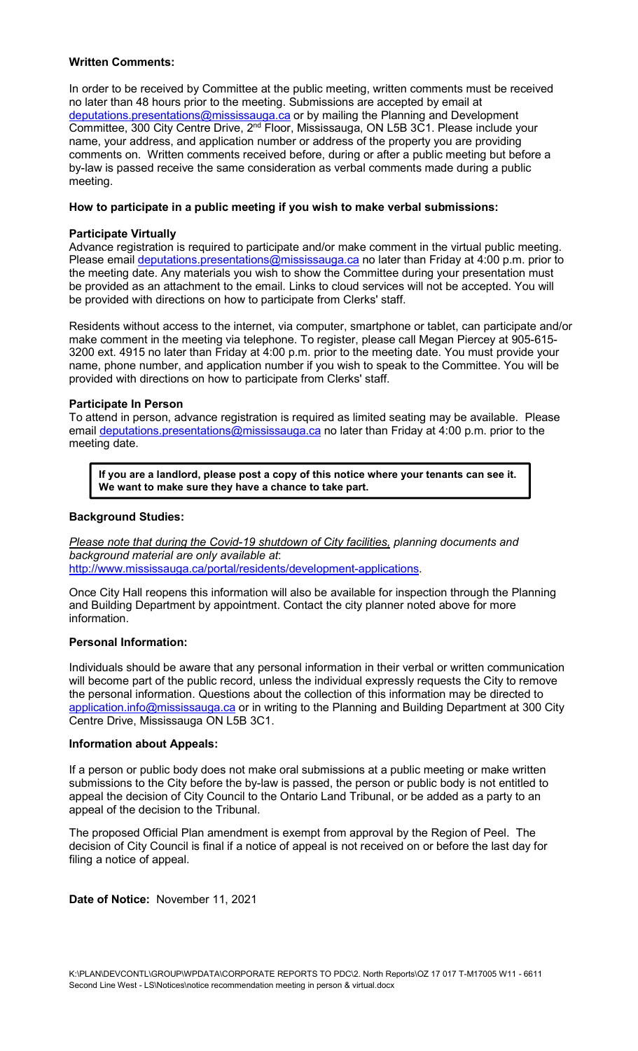**Written Comments:**

In order to be received by Committee at the public meeting, written comments must be received no later than 48 hours prior to the meeting. Submissions are accepted by email at deputations.presentations@mississauga.ca or by mailing the Planning and Development Committee, 300 City Centre Drive, 2nd Floor, Mississauga, ON L5B 3C1. Please include your name, your address, and application number or address of the property you are providing comments on. Written comments received before, during or after a public meeting but before a by-law is passed receive the same consideration as verbal comments made during a public meeting.

**How to participate in a public meeting if you wish to make verbal submissions:**

**Participate Virtually**
Advance registration is required to participate and/or make comment in the virtual public meeting. Please email deputations.presentations@mississauga.ca no later than Friday at 4:00 p.m. prior to the meeting date. Any materials you wish to show the Committee during your presentation must be provided as an attachment to the email. Links to cloud services will not be accepted. You will be provided with directions on how to participate from Clerks' staff.

Residents without access to the internet, via computer, smartphone or tablet, can participate and/or make comment in the meeting via telephone. To register, please call Megan Piercey at 905-615-3200 ext. 4915 no later than Friday at 4:00 p.m. prior to the meeting date. You must provide your name, phone number, and application number if you wish to speak to the Committee. You will be provided with directions on how to participate from Clerks' staff.

**Participate In Person**
To attend in person, advance registration is required as limited seating may be available. Please email deputations.presentations@mississauga.ca no later than Friday at 4:00 p.m. prior to the meeting date.

**If you are a landlord, please post a copy of this notice where your tenants can see it. We want to make sure they have a chance to take part.**

**Background Studies:**

*Please note that during the Covid-19 shutdown of City facilities, planning documents and background material are only available at*: http://www.mississauga.ca/portal/residents/development-applications.

Once City Hall reopens this information will also be available for inspection through the Planning and Building Department by appointment. Contact the city planner noted above for more information.

**Personal Information:**

Individuals should be aware that any personal information in their verbal or written communication will become part of the public record, unless the individual expressly requests the City to remove the personal information. Questions about the collection of this information may be directed to application.info@mississauga.ca or in writing to the Planning and Building Department at 300 City Centre Drive, Mississauga ON L5B 3C1.

**Information about Appeals:**

If a person or public body does not make oral submissions at a public meeting or make written submissions to the City before the by-law is passed, the person or public body is not entitled to appeal the decision of City Council to the Ontario Land Tribunal, or be added as a party to an appeal of the decision to the Tribunal.

The proposed Official Plan amendment is exempt from approval by the Region of Peel. The decision of City Council is final if a notice of appeal is not received on or before the last day for filing a notice of appeal.

**Date of Notice:** November 11, 2021

K:\PLAN\DEVCONTL\GROUP\WPDATA\CORPORATE REPORTS TO PDC\2. North Reports\OZ 17 017 T-M17005 W11 - 6611 Second Line West - LS\Notices\notice recommendation meeting in person & virtual.docx